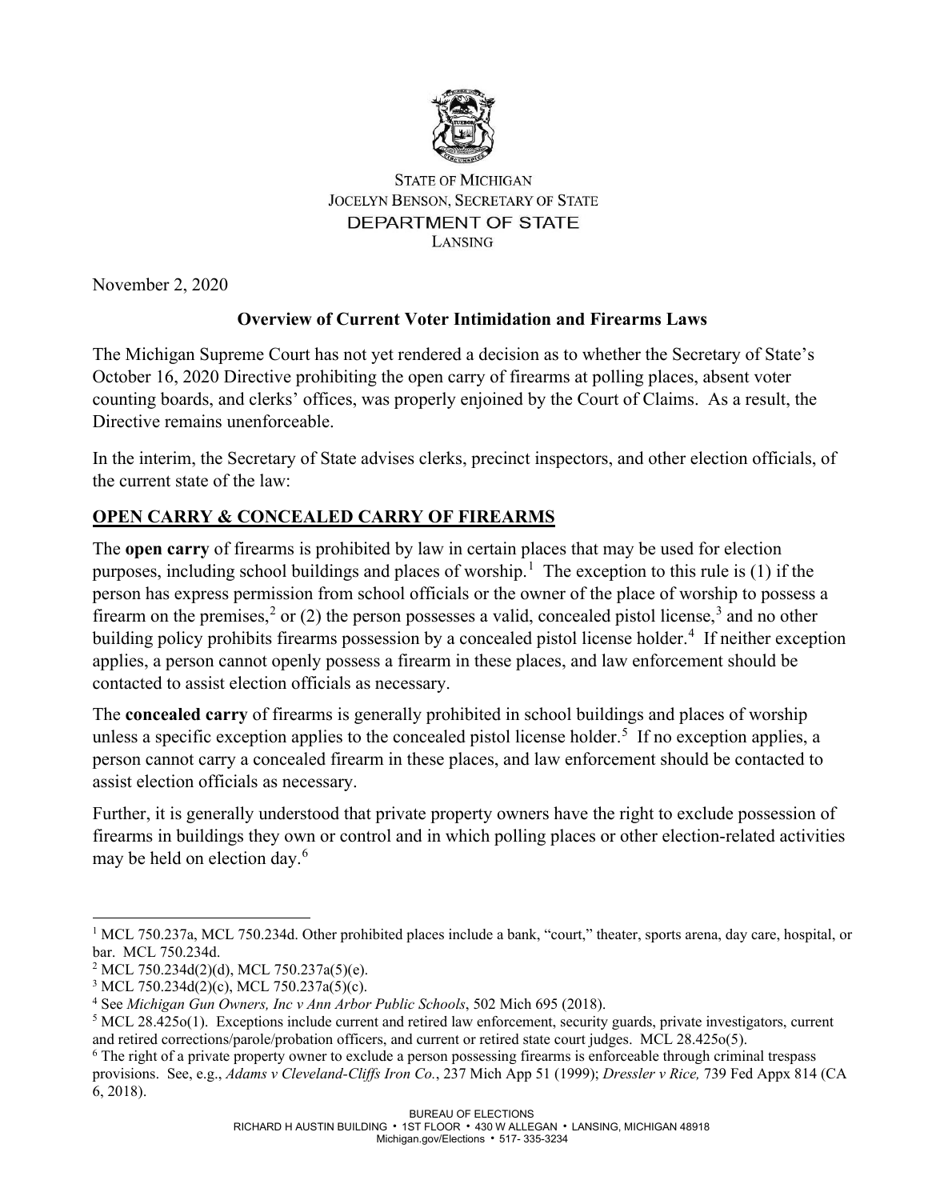STATE OF MICHIGAN
JOCELYN BENSON, SECRETARY OF STATE
DEPARTMENT OF STATE
LANSING

November 2, 2020

**Overview of Current Voter Intimidation and Firearms Laws**

The Michigan Supreme Court has not yet rendered a decision as to whether the Secretary of State's October 16, 2020 Directive prohibiting the open carry of firearms at polling places, absent voter counting boards, and clerks' offices, was properly enjoined by the Court of Claims. As a result, the Directive remains unenforceable.

In the interim, the Secretary of State advises clerks, precinct inspectors, and other election officials, of the current state of the law:

## OPEN CARRY & CONCEALED CARRY OF FIREARMS

The **open carry** of firearms is prohibited by law in certain places that may be used for election purposes, including school buildings and places of worship.[1] The exception to this rule is (1) if the person has express permission from school officials or the owner of the place of worship to possess a firearm on the premises,[2] or (2) the person possesses a valid, concealed pistol license,[3] and no other building policy prohibits firearms possession by a concealed pistol license holder.[4] If neither exception applies, a person cannot openly possess a firearm in these places, and law enforcement should be contacted to assist election officials as necessary.

The **concealed carry** of firearms is generally prohibited in school buildings and places of worship unless a specific exception applies to the concealed pistol license holder.[5] If no exception applies, a person cannot carry a concealed firearm in these places, and law enforcement should be contacted to assist election officials as necessary.

Further, it is generally understood that private property owners have the right to exclude possession of firearms in buildings they own or control and in which polling places or other election-related activities may be held on election day.[6]

---

[1] MCL 750.237a, MCL 750.234d. Other prohibited places include a bank, "court," theater, sports arena, day care, hospital, or bar. MCL 750.234d.

[2] MCL 750.234d(2)(d), MCL 750.237a(5)(e).

[3] MCL 750.234d(2)(c), MCL 750.237a(5)(c).

[4] See *Michigan Gun Owners, Inc v Ann Arbor Public Schools*, 502 Mich 695 (2018).

[5] MCL 28.425o(1). Exceptions include current and retired law enforcement, security guards, private investigators, current and retired corrections/parole/probation officers, and current or retired state court judges. MCL 28.425o(5).

[6] The right of a private property owner to exclude a person possessing firearms is enforceable through criminal trespass provisions. See, e.g., *Adams v Cleveland-Cliffs Iron Co.*, 237 Mich App 51 (1999); *Dressler v Rice,* 739 Fed Appx 814 (CA 6, 2018).

BUREAU OF ELECTIONS
RICHARD H AUSTIN BUILDING • 1ST FLOOR • 430 W ALLEGAN • LANSING, MICHIGAN 48918
Michigan.gov/Elections • 517- 335-3234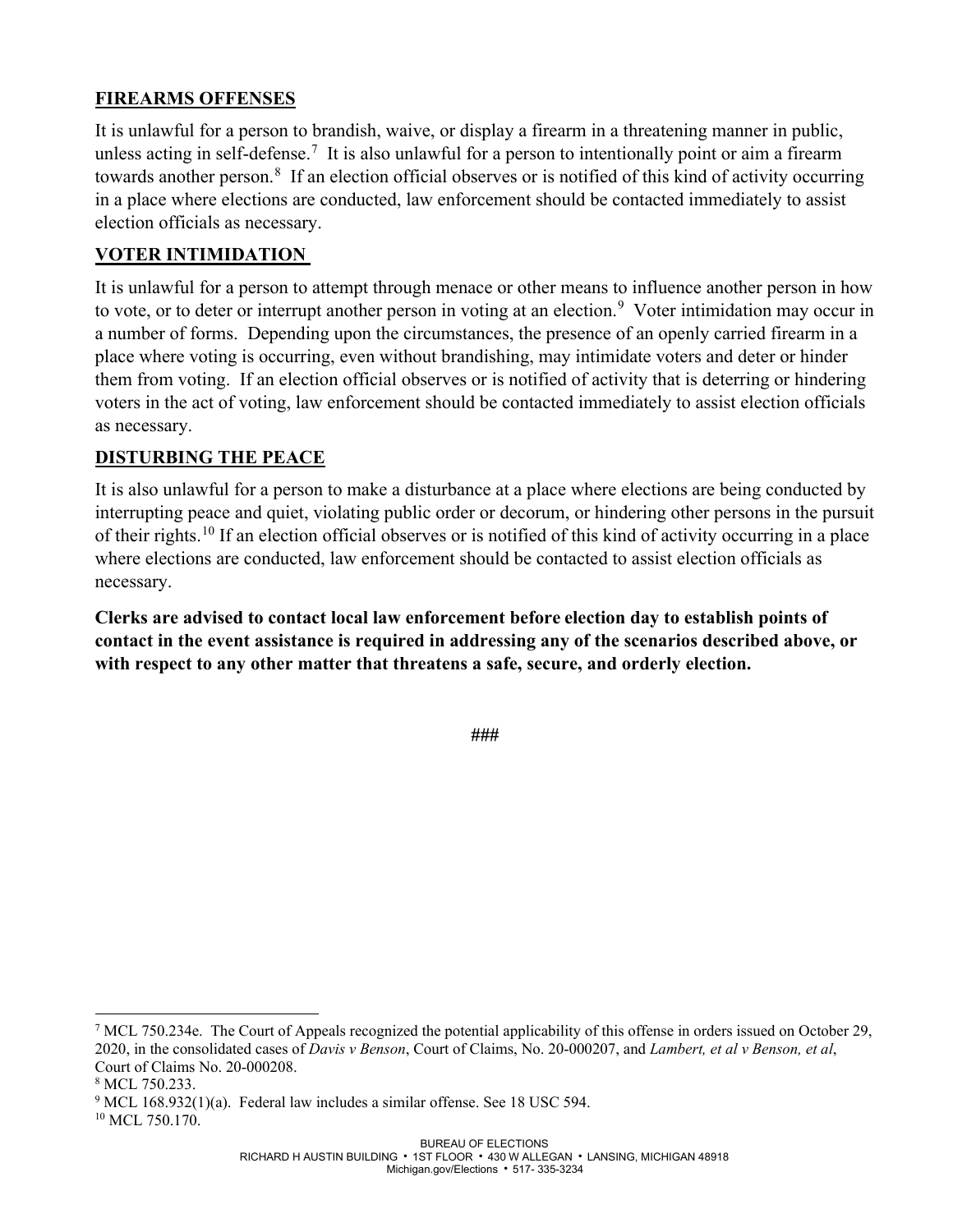## FIREARMS OFFENSES

It is unlawful for a person to brandish, waive, or display a firearm in a threatening manner in public, unless acting in self-defense.[7] It is also unlawful for a person to intentionally point or aim a firearm towards another person.[8] If an election official observes or is notified of this kind of activity occurring in a place where elections are conducted, law enforcement should be contacted immediately to assist election officials as necessary.

## VOTER INTIMIDATION

It is unlawful for a person to attempt through menace or other means to influence another person in how to vote, or to deter or interrupt another person in voting at an election.[9] Voter intimidation may occur in a number of forms. Depending upon the circumstances, the presence of an openly carried firearm in a place where voting is occurring, even without brandishing, may intimidate voters and deter or hinder them from voting. If an election official observes or is notified of activity that is deterring or hindering voters in the act of voting, law enforcement should be contacted immediately to assist election officials as necessary.

## DISTURBING THE PEACE

It is also unlawful for a person to make a disturbance at a place where elections are being conducted by interrupting peace and quiet, violating public order or decorum, or hindering other persons in the pursuit of their rights.[10] If an election official observes or is notified of this kind of activity occurring in a place where elections are conducted, law enforcement should be contacted to assist election officials as necessary.

**Clerks are advised to contact local law enforcement before election day to establish points of contact in the event assistance is required in addressing any of the scenarios described above, or with respect to any other matter that threatens a safe, secure, and orderly election.**

###

---

[7] MCL 750.234e. The Court of Appeals recognized the potential applicability of this offense in orders issued on October 29, 2020, in the consolidated cases of *Davis v Benson*, Court of Claims, No. 20-000207, and *Lambert, et al v Benson, et al*, Court of Claims No. 20-000208.

[8] MCL 750.233.

[9] MCL 168.932(1)(a). Federal law includes a similar offense. See 18 USC 594.

[10] MCL 750.170.

BUREAU OF ELECTIONS
RICHARD H AUSTIN BUILDING • 1ST FLOOR • 430 W ALLEGAN • LANSING, MICHIGAN 48918
Michigan.gov/Elections • 517- 335-3234